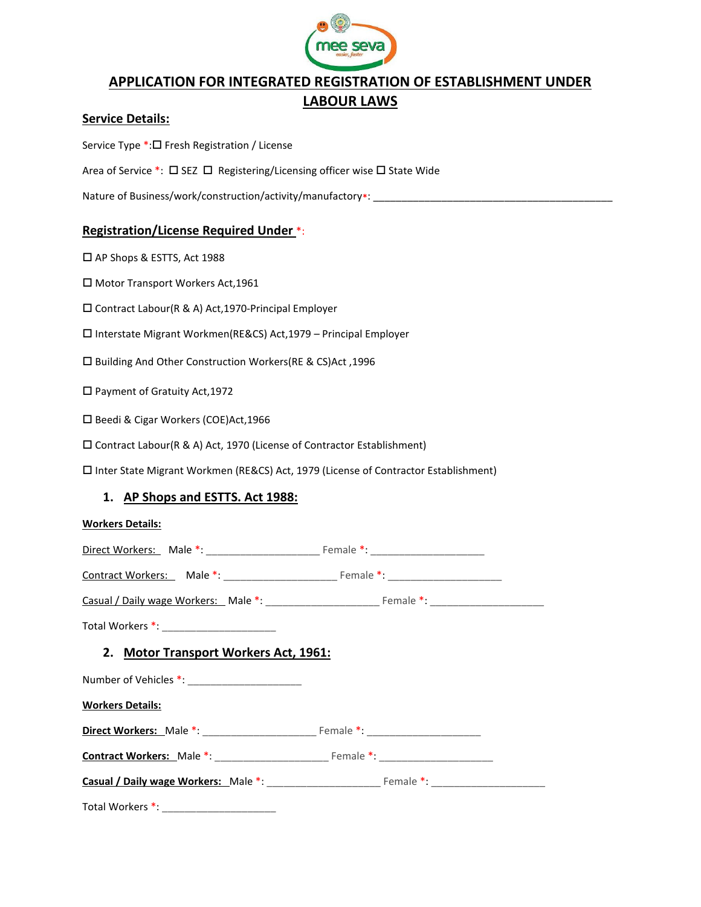# APPLICATION FOR INTEGRATED REGISTRATION OF ESTABLISHMENT UNDER LABOUR LAWS

## Service Details:

Service Type *: ☐ Fresh Registration / License

Area of Service *: ☐ SEZ ☐ Registering/Licensing officer wise ☐ State Wide

Nature of Business/work/construction/activity/manufactory*: ___________________________________________

## Registration/License Required Under *:

☐ AP Shops & ESTTS, Act 1988

☐ Motor Transport Workers Act,1961

☐ Contract Labour(R & A) Act,1970-Principal Employer

☐ Interstate Migrant Workmen(RE&CS) Act,1979 – Principal Employer

☐ Building And Other Construction Workers(RE & CS)Act ,1996

☐ Payment of Gratuity Act,1972

☐ Beedi & Cigar Workers (COE)Act,1966

☐ Contract Labour(R & A) Act, 1970 (License of Contractor Establishment)

☐ Inter State Migrant Workmen (RE&CS) Act, 1979 (License of Contractor Establishment)

### 1. AP Shops and ESTTS. Act 1988:

**Workers Details:**

Direct Workers: Male *: ____________________ Female *: ____________________

Contract Workers: Male *: ____________________ Female *: ____________________

Casual / Daily wage Workers: Male *: ____________________ Female *: ____________________

Total Workers *: ____________________

### 2. Motor Transport Workers Act, 1961:

Number of Vehicles *: ____________________

**Workers Details:**

**Direct Workers:** Male *: ____________________ Female *: ____________________

**Contract Workers:** Male *: ____________________ Female *: ____________________

**Casual / Daily wage Workers:** Male *: ____________________ Female *: ____________________

Total Workers *: ____________________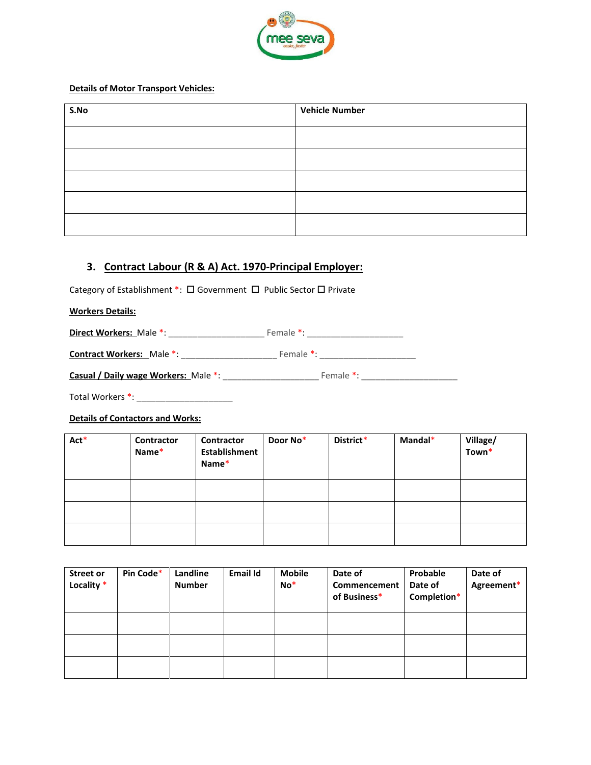**Details of Motor Transport Vehicles:**

| S.No | Vehicle Number |
|---|---|
| | |
| | |
| | |
| | |
| | |

### 3. Contract Labour (R & A) Act. 1970-Principal Employer:

Category of Establishment *: ☐ Government ☐ Public Sector ☐ Private

**Workers Details:**

**Direct Workers:** Male *: ____________________ Female *: ____________________

**Contract Workers:** Male *: ____________________ Female *: ____________________

**Casual / Daily wage Workers:** Male *: ____________________ Female *: ____________________

Total Workers *: ____________________

**Details of Contactors and Works:**

| Act* | Contractor Name* | Contractor Establishment Name* | Door No* | District* | Mandal* | Village/ Town* |
|---|---|---|---|---|---|---|
| | | | | | | |
| | | | | | | |
| | | | | | | |

| Street or Locality * | Pin Code* | Landline Number | Email Id | Mobile No* | Date of Commencement of Business* | Probable Date of Completion* | Date of Agreement* |
|---|---|---|---|---|---|---|---|
| | | | | | | | |
| | | | | | | | |
| | | | | | | | |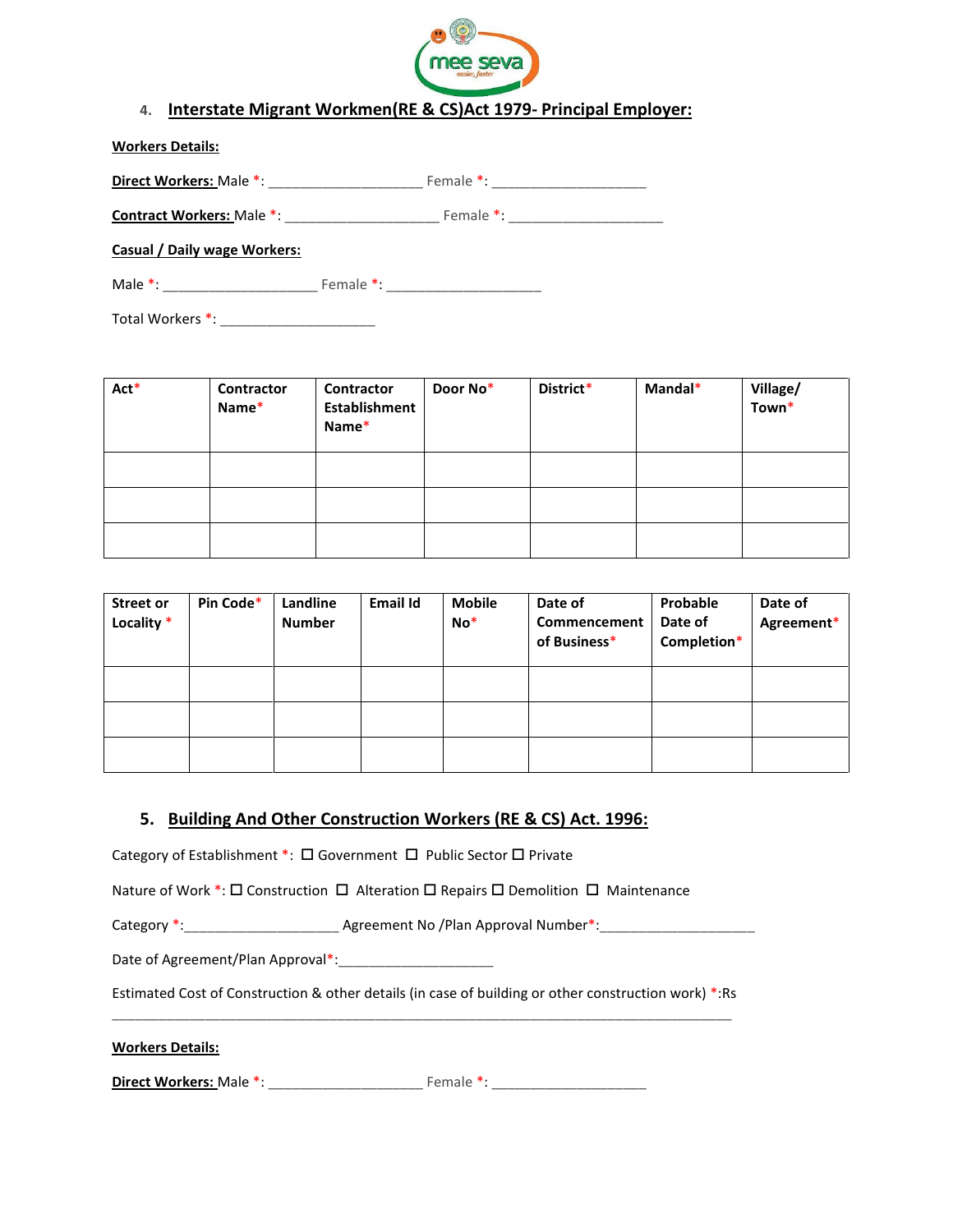### 4. Interstate Migrant Workmen(RE & CS)Act 1979- Principal Employer:

**Workers Details:**

**Direct Workers:** Male *: ____________________ Female *: ____________________

**Contract Workers:** Male *: ____________________ Female *: ____________________

**Casual / Daily wage Workers:**

Male *: ____________________ Female *: ____________________

Total Workers *: ____________________

| Act* | Contractor Name* | Contractor Establishment Name* | Door No* | District* | Mandal* | Village/ Town* |
|---|---|---|---|---|---|---|
| | | | | | | |
| | | | | | | |
| | | | | | | |

| Street or Locality * | Pin Code* | Landline Number | Email Id | Mobile No* | Date of Commencement of Business* | Probable Date of Completion* | Date of Agreement* |
|---|---|---|---|---|---|---|---|
| | | | | | | | |
| | | | | | | | |
| | | | | | | | |

### 5. Building And Other Construction Workers (RE & CS) Act. 1996:

Category of Establishment *: ☐ Government ☐ Public Sector ☐ Private

Nature of Work *: ☐ Construction ☐ Alteration ☐ Repairs ☐ Demolition ☐ Maintenance

Category *:____________________ Agreement No /Plan Approval Number*:____________________

Date of Agreement/Plan Approval*:____________________

Estimated Cost of Construction & other details (in case of building or other construction work) *:Rs

________________________________________________________________________________

**Workers Details:**

**Direct Workers:** Male *: ____________________ Female *: ____________________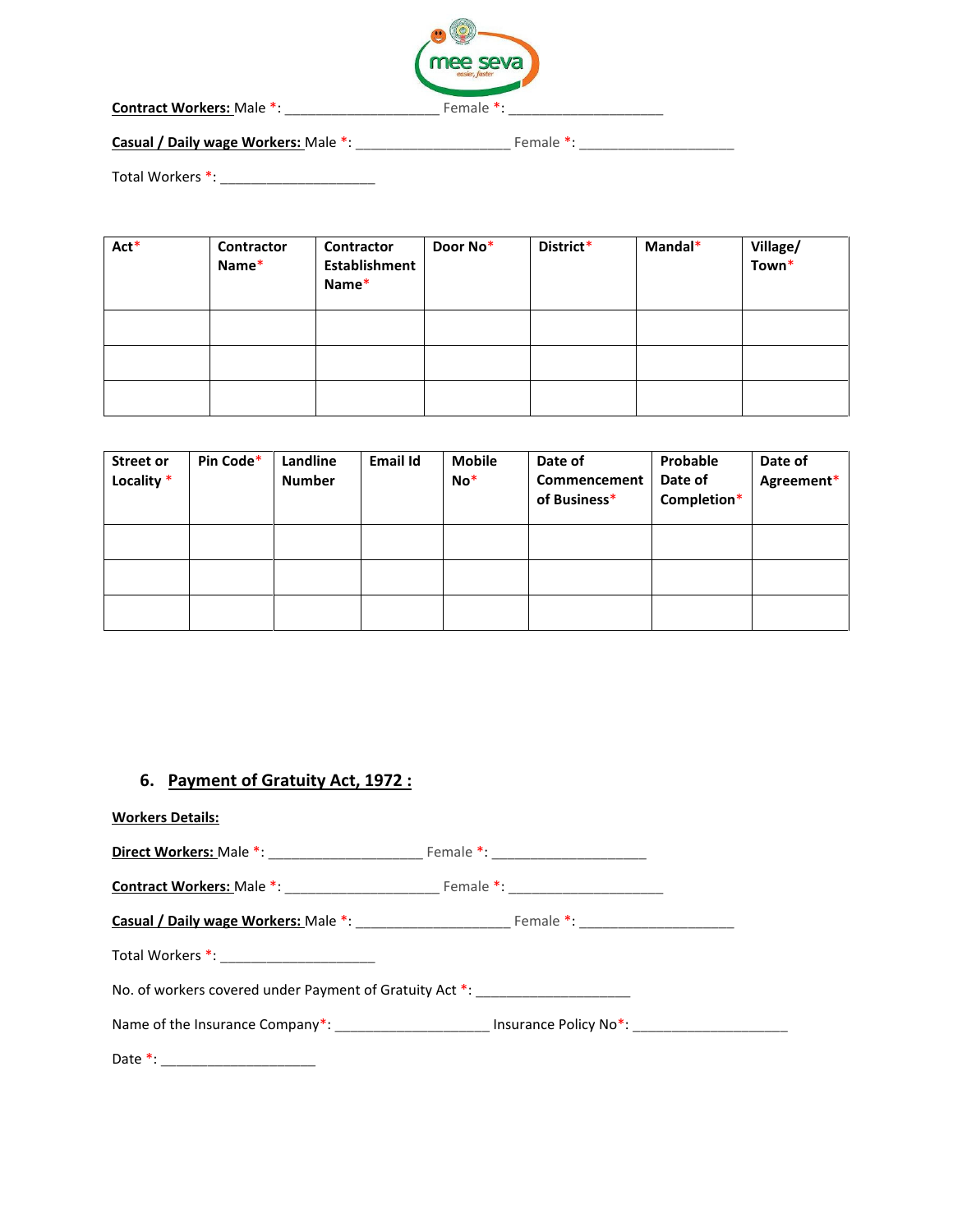**Contract Workers:** Male *: ____________________ Female *: ____________________

**Casual / Daily wage Workers:** Male *: ____________________ Female *: ____________________

Total Workers *: ____________________

| Act* | Contractor Name* | Contractor Establishment Name* | Door No* | District* | Mandal* | Village/ Town* |
|---|---|---|---|---|---|---|
| | | | | | | |
| | | | | | | |
| | | | | | | |

| Street or Locality * | Pin Code* | Landline Number | Email Id | Mobile No* | Date of Commencement of Business* | Probable Date of Completion* | Date of Agreement* |
|---|---|---|---|---|---|---|---|
| | | | | | | | |
| | | | | | | | |
| | | | | | | | |

## 6. Payment of Gratuity Act, 1972 :

**Workers Details:**

**Direct Workers:** Male *: ____________________ Female *: ____________________

**Contract Workers:** Male *: ____________________ Female *: ____________________

**Casual / Daily wage Workers:** Male *: ____________________ Female *: ____________________

Total Workers *: ____________________

No. of workers covered under Payment of Gratuity Act *: ____________________

Name of the Insurance Company*: ____________________ Insurance Policy No*: ____________________

Date *: ____________________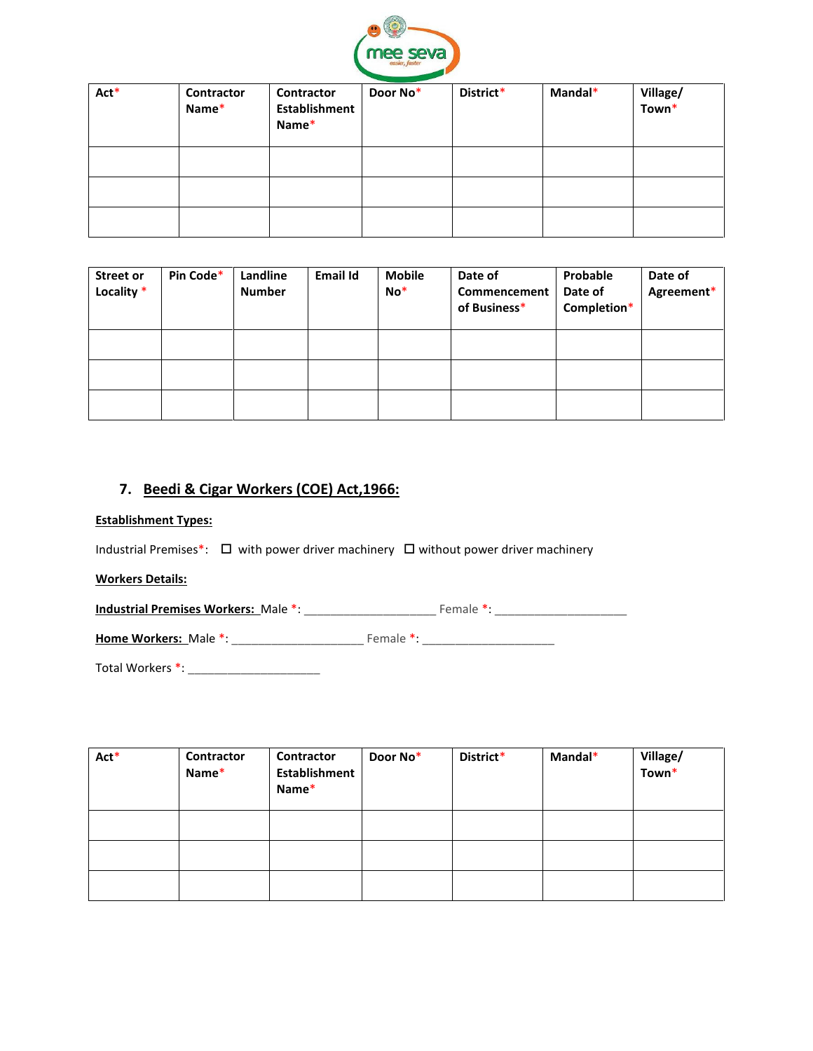| Act* | Contractor Name* | Contractor Establishment Name* | Door No* | District* | Mandal* | Village/ Town* |
|---|---|---|---|---|---|---|
| | | | | | | |
| | | | | | | |
| | | | | | | |

| Street or Locality * | Pin Code* | Landline Number | Email Id | Mobile No* | Date of Commencement of Business* | Probable Date of Completion* | Date of Agreement* |
|---|---|---|---|---|---|---|---|
| | | | | | | | |
| | | | | | | | |
| | | | | | | | |

## 7. Beedi & Cigar Workers (COE) Act,1966:

**Establishment Types:**

Industrial Premises*: ☐ with power driver machinery ☐ without power driver machinery

**Workers Details:**

**Industrial Premises Workers:** Male *: ____________________ Female *: ____________________

**Home Workers:** Male *: ____________________ Female *: ____________________

Total Workers *: ____________________

| Act* | Contractor Name* | Contractor Establishment Name* | Door No* | District* | Mandal* | Village/ Town* |
|---|---|---|---|---|---|---|
| | | | | | | |
| | | | | | | |
| | | | | | | |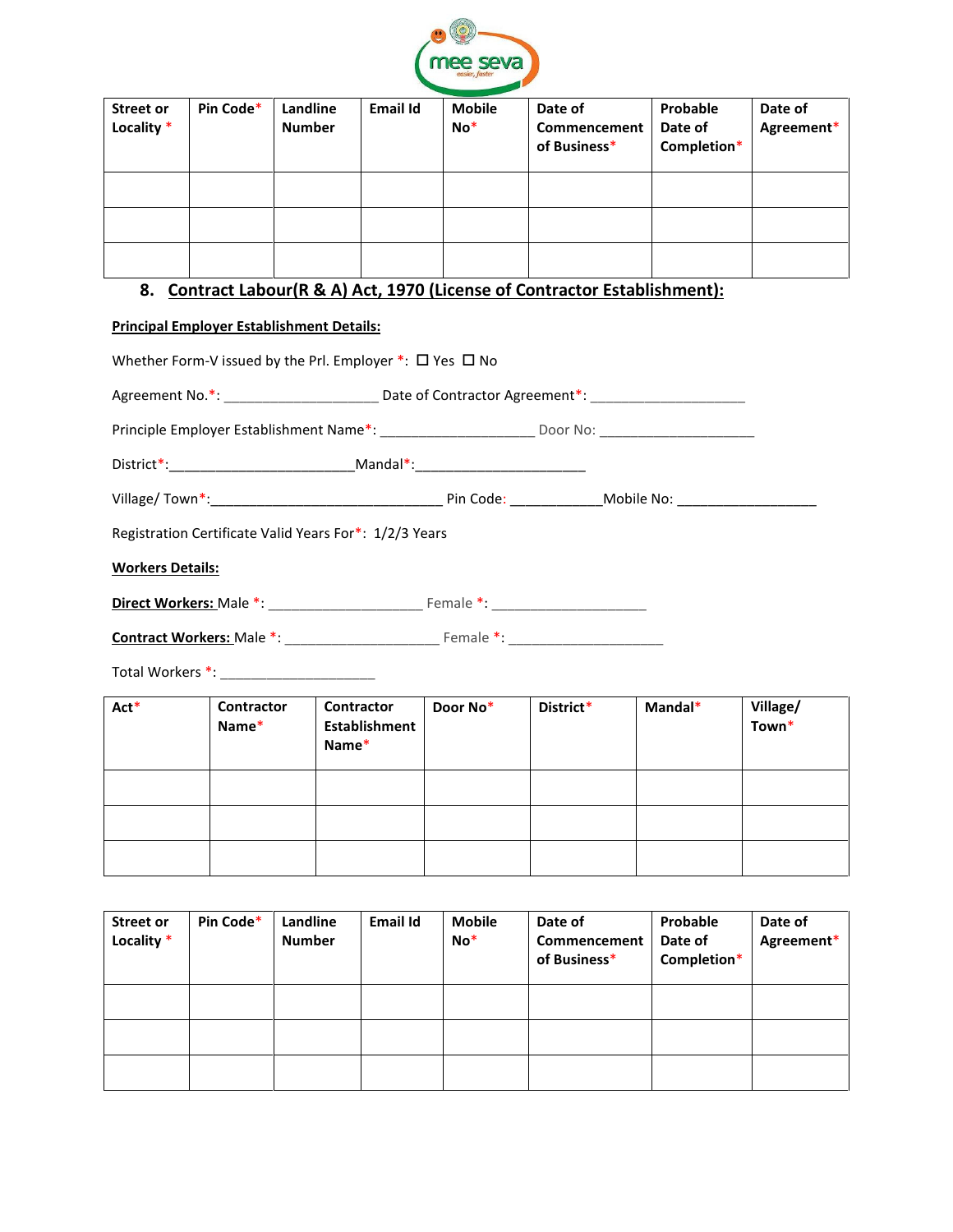| Street or Locality * | Pin Code* | Landline Number | Email Id | Mobile No* | Date of Commencement of Business* | Probable Date of Completion* | Date of Agreement* |
|---|---|---|---|---|---|---|---|
| | | | | | | | |
| | | | | | | | |
| | | | | | | | |

## 8. Contract Labour(R & A) Act, 1970 (License of Contractor Establishment):

**Principal Employer Establishment Details:**

Whether Form-V issued by the Prl. Employer *: ☐ Yes ☐ No

Agreement No.*: ____________________ Date of Contractor Agreement*: ____________________

Principle Employer Establishment Name*: ____________________ Door No: ____________________

District*:________________________Mandal*:______________________

Village/ Town*:______________________________ Pin Code: ____________Mobile No: __________________

Registration Certificate Valid Years For*: 1/2/3 Years

**Workers Details:**

**Direct Workers:** Male *: ____________________ Female *: ____________________

**Contract Workers:** Male *: ____________________ Female *: ____________________

Total Workers *: ____________________

| Act* | Contractor Name* | Contractor Establishment Name* | Door No* | District* | Mandal* | Village/ Town* |
|---|---|---|---|---|---|---|
| | | | | | | |
| | | | | | | |
| | | | | | | |

| Street or Locality * | Pin Code* | Landline Number | Email Id | Mobile No* | Date of Commencement of Business* | Probable Date of Completion* | Date of Agreement* |
|---|---|---|---|---|---|---|---|
| | | | | | | | |
| | | | | | | | |
| | | | | | | | |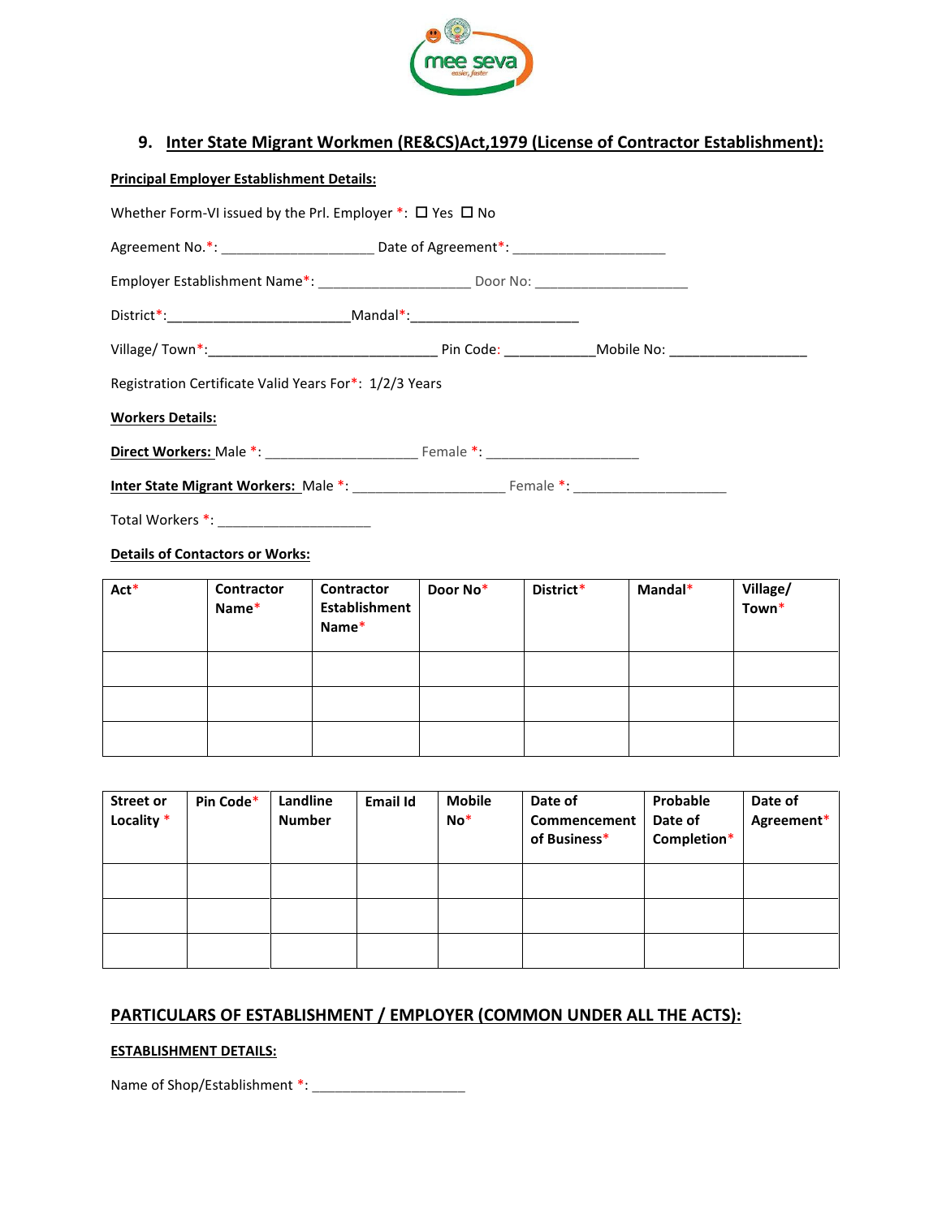## 9. Inter State Migrant Workmen (RE&CS)Act,1979 (License of Contractor Establishment):

**Principal Employer Establishment Details:**

Whether Form-VI issued by the Prl. Employer *: ☐ Yes ☐ No

Agreement No.*: ____________________ Date of Agreement*: ____________________

Employer Establishment Name*: ____________________ Door No: ____________________

District*:________________________Mandal*:______________________

Village/ Town*:______________________________ Pin Code: ____________Mobile No: __________________

Registration Certificate Valid Years For*: 1/2/3 Years

**Workers Details:**

**Direct Workers:** Male *: ____________________ Female *: ____________________

**Inter State Migrant Workers:** Male *: ____________________ Female *: ____________________

Total Workers *: ____________________

**Details of Contactors or Works:**

| Act* | Contractor Name* | Contractor Establishment Name* | Door No* | District* | Mandal* | Village/ Town* |
|---|---|---|---|---|---|---|
| | | | | | | |
| | | | | | | |
| | | | | | | |

| Street or Locality * | Pin Code* | Landline Number | Email Id | Mobile No* | Date of Commencement of Business* | Probable Date of Completion* | Date of Agreement* |
|---|---|---|---|---|---|---|---|
| | | | | | | | |
| | | | | | | | |
| | | | | | | | |

## PARTICULARS OF ESTABLISHMENT / EMPLOYER (COMMON UNDER ALL THE ACTS):

**ESTABLISHMENT DETAILS:**

Name of Shop/Establishment *: ____________________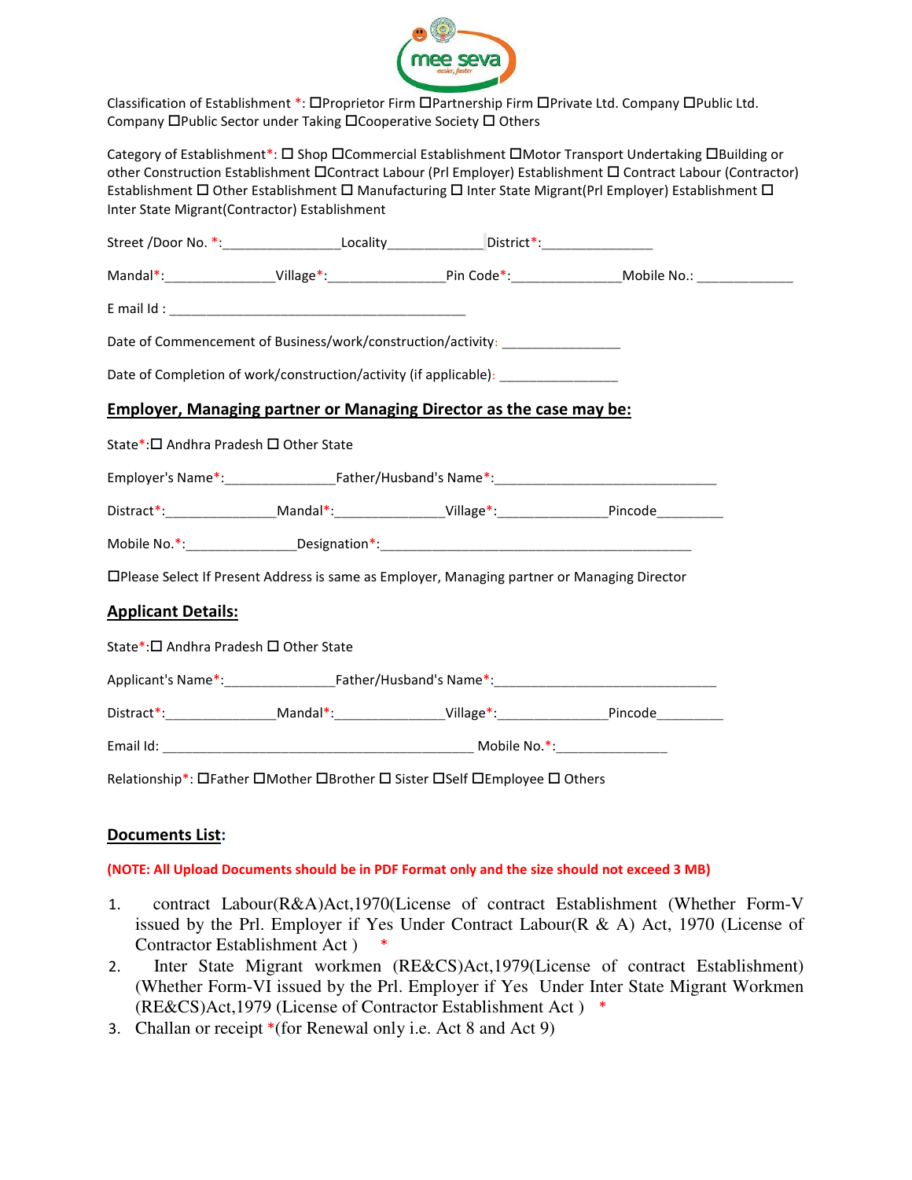Classification of Establishment *: ☐Proprietor Firm ☐Partnership Firm ☐Private Ltd. Company ☐Public Ltd. Company ☐Public Sector under Taking ☐Cooperative Society ☐ Others

Category of Establishment*: ☐ Shop ☐Commercial Establishment ☐Motor Transport Undertaking ☐Building or other Construction Establishment ☐Contract Labour (Prl Employer) Establishment ☐ Contract Labour (Contractor) Establishment ☐ Other Establishment ☐ Manufacturing ☐ Inter State Migrant(Prl Employer) Establishment ☐ Inter State Migrant(Contractor) Establishment

Street /Door No. *:________________Locality_____________District*:_______________

Mandal*:_______________Village*:________________Pin Code*:_______________Mobile No.: _____________

E mail Id : ________________________________________

Date of Commencement of Business/work/construction/activity: ________________

Date of Completion of work/construction/activity (if applicable): ________________

## Employer, Managing partner or Managing Director as the case may be:

State*:☐ Andhra Pradesh ☐ Other State

Employer's Name*:_______________Father/Husband's Name*:______________________________

Distract*:_______________Mandal*:_______________Village*:_______________Pincode_________

Mobile No.*:_______________Designation*:___________________________________________

☐Please Select If Present Address is same as Employer, Managing partner or Managing Director

## Applicant Details:

State*:☐ Andhra Pradesh ☐ Other State

Applicant's Name*:_______________Father/Husband's Name*:______________________________

Distract*:_______________Mandal*:_______________Village*:_______________Pincode_________

Email Id: __________________________________________ Mobile No.*:_______________

Relationship*: ☐Father ☐Mother ☐Brother ☐ Sister ☐Self ☐Employee ☐ Others

## Documents List:

**(NOTE: All Upload Documents should be in PDF Format only and the size should not exceed 3 MB)**

1. contract Labour(R&A)Act,1970(License of contract Establishment (Whether Form-V issued by the Prl. Employer if Yes Under Contract Labour(R & A) Act, 1970 (License of Contractor Establishment Act ) *
2. Inter State Migrant workmen (RE&CS)Act,1979(License of contract Establishment) (Whether Form-VI issued by the Prl. Employer if Yes Under Inter State Migrant Workmen (RE&CS)Act,1979 (License of Contractor Establishment Act ) *
3. Challan or receipt *(for Renewal only i.e. Act 8 and Act 9)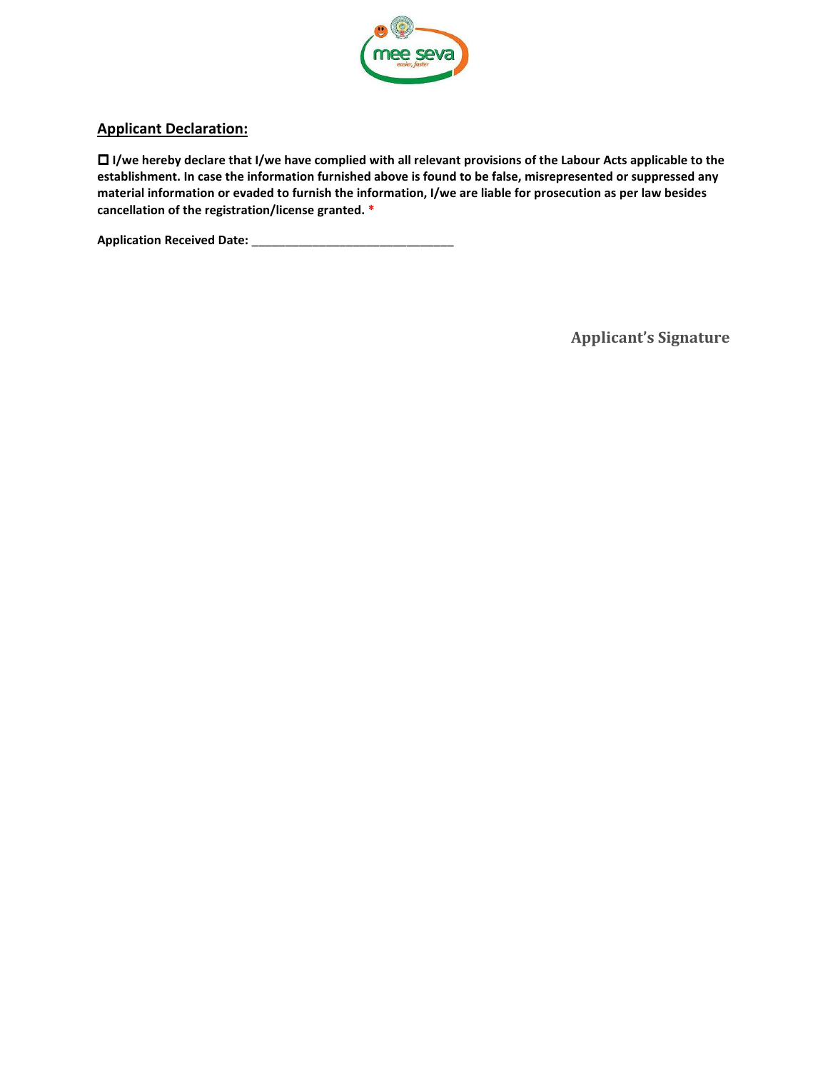## Applicant Declaration:

☐ **I/we hereby declare that I/we have complied with all relevant provisions of the Labour Acts applicable to the establishment. In case the information furnished above is found to be false, misrepresented or suppressed any material information or evaded to furnish the information, I/we are liable for prosecution as per law besides cancellation of the registration/license granted.** *

**Application Received Date:** ______________________________

**Applicant's Signature**